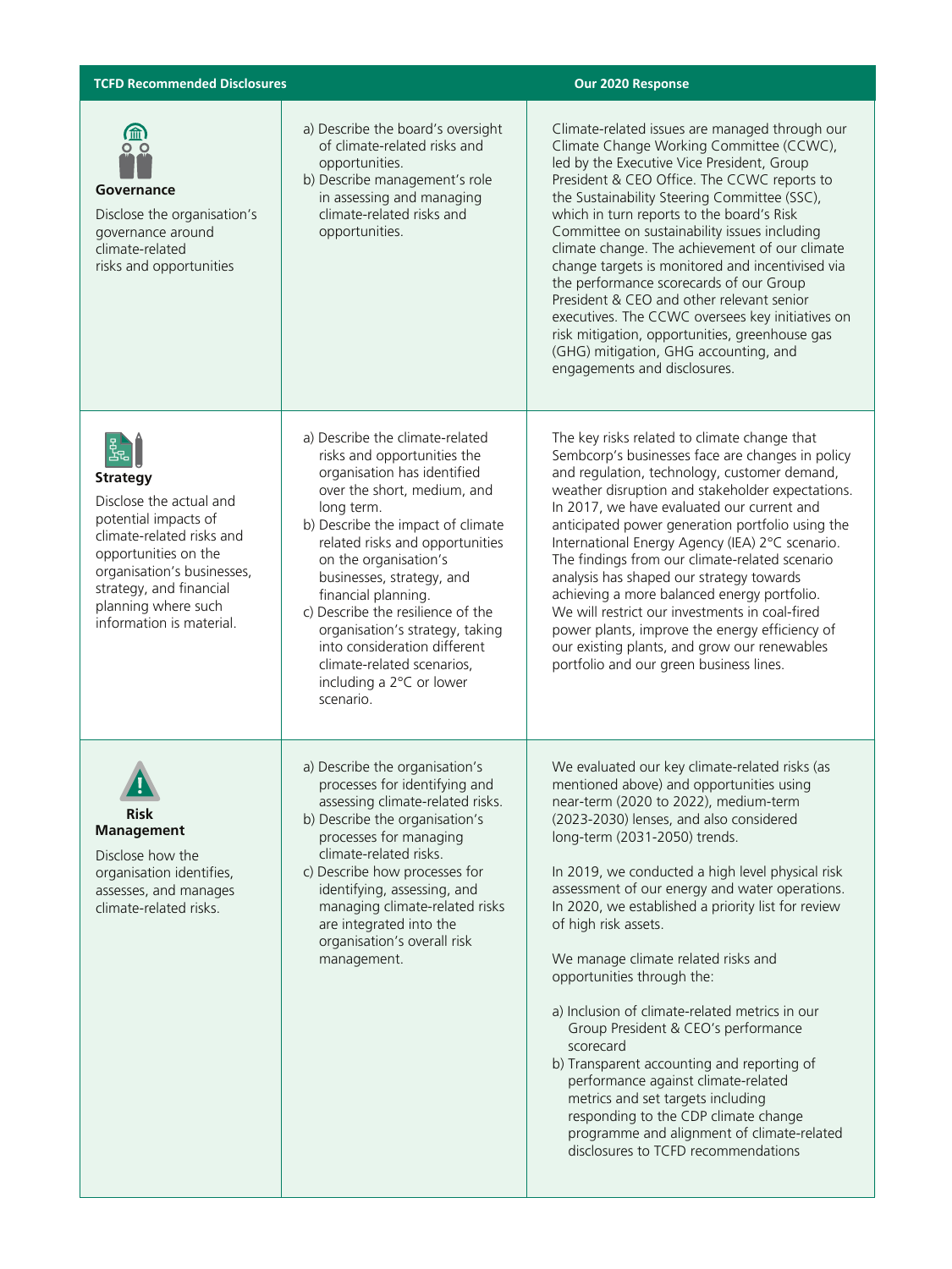| TCFD Recommended Disclosures | | Our 2020 Response |
|---|---|---|
| **Governance**<br><br>Disclose the organisation's governance around climate-related risks and opportunities | a) Describe the board's oversight of climate-related risks and opportunities.<br>b) Describe management's role in assessing and managing climate-related risks and opportunities. | Climate-related issues are managed through our Climate Change Working Committee (CCWC), led by the Executive Vice President, Group President & CEO Office. The CCWC reports to the Sustainability Steering Committee (SSC), which in turn reports to the board's Risk Committee on sustainability issues including climate change. The achievement of our climate change targets is monitored and incentivised via the performance scorecards of our Group President & CEO and other relevant senior executives. The CCWC oversees key initiatives on risk mitigation, opportunities, greenhouse gas (GHG) mitigation, GHG accounting, and engagements and disclosures. |
| **Strategy**<br><br>Disclose the actual and potential impacts of climate-related risks and opportunities on the organisation's businesses, strategy, and financial planning where such information is material. | a) Describe the climate-related risks and opportunities the organisation has identified over the short, medium, and long term.<br>b) Describe the impact of climate related risks and opportunities on the organisation's businesses, strategy, and financial planning.<br>c) Describe the resilience of the organisation's strategy, taking into consideration different climate-related scenarios, including a 2°C or lower scenario. | The key risks related to climate change that Sembcorp's businesses face are changes in policy and regulation, technology, customer demand, weather disruption and stakeholder expectations. In 2017, we have evaluated our current and anticipated power generation portfolio using the International Energy Agency (IEA) 2°C scenario. The findings from our climate-related scenario analysis has shaped our strategy towards achieving a more balanced energy portfolio. We will restrict our investments in coal-fired power plants, improve the energy efficiency of our existing plants, and grow our renewables portfolio and our green business lines. |
| **Risk Management**<br><br>Disclose how the organisation identifies, assesses, and manages climate-related risks. | a) Describe the organisation's processes for identifying and assessing climate-related risks.<br>b) Describe the organisation's processes for managing climate-related risks.<br>c) Describe how processes for identifying, assessing, and managing climate-related risks are integrated into the organisation's overall risk management. | We evaluated our key climate-related risks (as mentioned above) and opportunities using near-term (2020 to 2022), medium-term (2023-2030) lenses, and also considered long-term (2031-2050) trends.<br><br>In 2019, we conducted a high level physical risk assessment of our energy and water operations. In 2020, we established a priority list for review of high risk assets.<br><br>We manage climate related risks and opportunities through the:<br><br>a) Inclusion of climate-related metrics in our Group President & CEO's performance scorecard<br>b) Transparent accounting and reporting of performance against climate-related metrics and set targets including responding to the CDP climate change programme and alignment of climate-related disclosures to TCFD recommendations |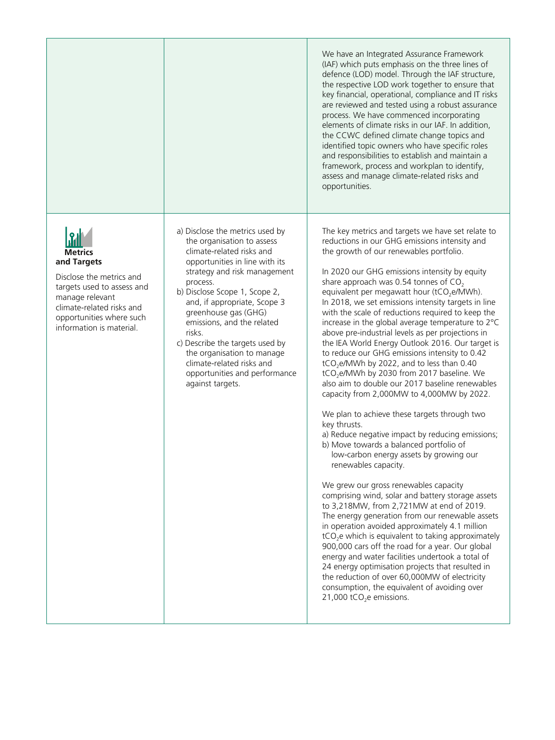| | | |
|---|---|---|
| | | We have an Integrated Assurance Framework (IAF) which puts emphasis on the three lines of defence (LOD) model. Through the IAF structure, the respective LOD work together to ensure that key financial, operational, compliance and IT risks are reviewed and tested using a robust assurance process. We have commenced incorporating elements of climate risks in our IAF. In addition, the CCWC defined climate change topics and identified topic owners who have specific roles and responsibilities to establish and maintain a framework, process and workplan to identify, assess and manage climate-related risks and opportunities. |
| **Metrics and Targets**<br><br>Disclose the metrics and targets used to assess and manage relevant climate-related risks and opportunities where such information is material. | a) Disclose the metrics used by the organisation to assess climate-related risks and opportunities in line with its strategy and risk management process.<br>b) Disclose Scope 1, Scope 2, and, if appropriate, Scope 3 greenhouse gas (GHG) emissions, and the related risks.<br>c) Describe the targets used by the organisation to manage climate-related risks and opportunities and performance against targets. | The key metrics and targets we have set relate to reductions in our GHG emissions intensity and the growth of our renewables portfolio.<br><br>In 2020 our GHG emissions intensity by equity share approach was 0.54 tonnes of $CO_2$ equivalent per megawatt hour ($tCO_2e/MWh$). In 2018, we set emissions intensity targets in line with the scale of reductions required to keep the increase in the global average temperature to 2°C above pre-industrial levels as per projections in the IEA World Energy Outlook 2016. Our target is to reduce our GHG emissions intensity to 0.42 $tCO_2e/MWh$ by 2022, and to less than 0.40 $tCO_2e/MWh$ by 2030 from 2017 baseline. We also aim to double our 2017 baseline renewables capacity from 2,000MW to 4,000MW by 2022.<br><br>We plan to achieve these targets through two key thrusts.<br>a) Reduce negative impact by reducing emissions;<br>b) Move towards a balanced portfolio of low-carbon energy assets by growing our renewables capacity.<br><br>We grew our gross renewables capacity comprising wind, solar and battery storage assets to 3,218MW, from 2,721MW at end of 2019. The energy generation from our renewable assets in operation avoided approximately 4.1 million $tCO_2e$ which is equivalent to taking approximately 900,000 cars off the road for a year. Our global energy and water facilities undertook a total of 24 energy optimisation projects that resulted in the reduction of over 60,000MW of electricity consumption, the equivalent of avoiding over 21,000 $tCO_2e$ emissions. |